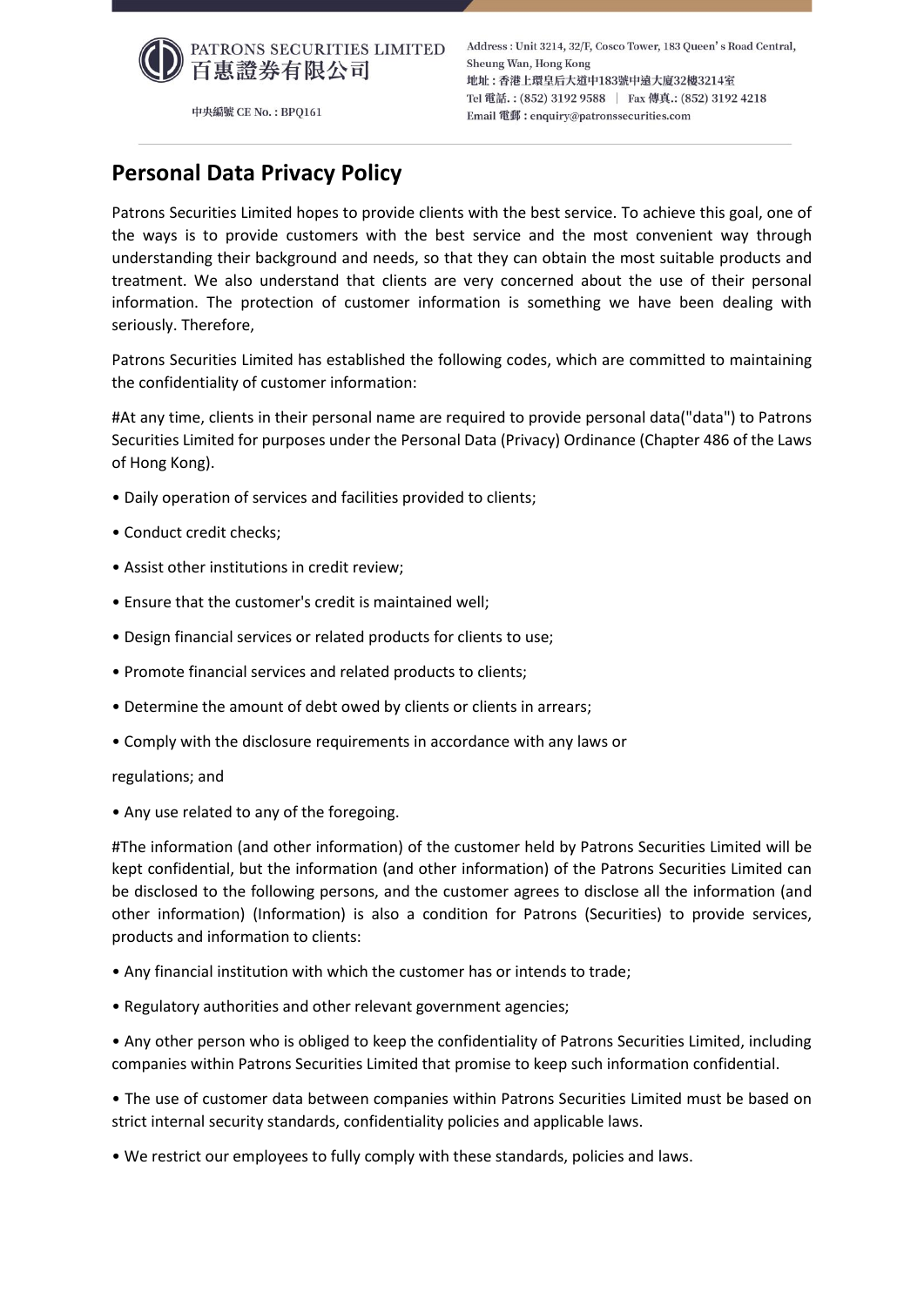PATRONS SECURITIES LIMITED
百惠證券有限公司

中央編號 CE No. : BPQ161

Address : Unit 3214, 32/F, Cosco Tower, 183 Queen's Road Central, Sheung Wan, Hong Kong
地址：香港上環皇后大道中183號中遠大廈32樓3214室
Tel 電話.: (852) 3192 9588 | Fax 傳真.: (852) 3192 4218
Email 電郵 : enquiry@patronssecurities.com

## Personal Data Privacy Policy

Patrons Securities Limited hopes to provide clients with the best service. To achieve this goal, one of the ways is to provide customers with the best service and the most convenient way through understanding their background and needs, so that they can obtain the most suitable products and treatment. We also understand that clients are very concerned about the use of their personal information. The protection of customer information is something we have been dealing with seriously. Therefore,

Patrons Securities Limited has established the following codes, which are committed to maintaining the confidentiality of customer information:

#At any time, clients in their personal name are required to provide personal data("data") to Patrons Securities Limited for purposes under the Personal Data (Privacy) Ordinance (Chapter 486 of the Laws of Hong Kong).

- Daily operation of services and facilities provided to clients;
- Conduct credit checks;
- Assist other institutions in credit review;
- Ensure that the customer's credit is maintained well;
- Design financial services or related products for clients to use;
- Promote financial services and related products to clients;
- Determine the amount of debt owed by clients or clients in arrears;
- Comply with the disclosure requirements in accordance with any laws or

regulations; and

- Any use related to any of the foregoing.

#The information (and other information) of the customer held by Patrons Securities Limited will be kept confidential, but the information (and other information) of the Patrons Securities Limited can be disclosed to the following persons, and the customer agrees to disclose all the information (and other information) (Information) is also a condition for Patrons (Securities) to provide services, products and information to clients:

- Any financial institution with which the customer has or intends to trade;
- Regulatory authorities and other relevant government agencies;
- Any other person who is obliged to keep the confidentiality of Patrons Securities Limited, including companies within Patrons Securities Limited that promise to keep such information confidential.
- The use of customer data between companies within Patrons Securities Limited must be based on strict internal security standards, confidentiality policies and applicable laws.
- We restrict our employees to fully comply with these standards, policies and laws.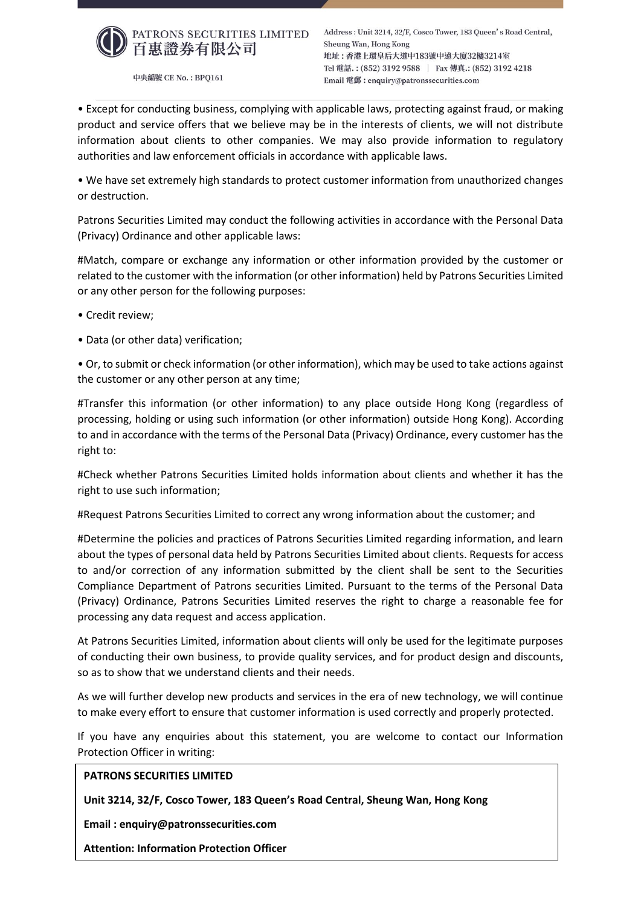• Except for conducting business, complying with applicable laws, protecting against fraud, or making product and service offers that we believe may be in the interests of clients, we will not distribute information about clients to other companies. We may also provide information to regulatory authorities and law enforcement officials in accordance with applicable laws.

• We have set extremely high standards to protect customer information from unauthorized changes or destruction.

Patrons Securities Limited may conduct the following activities in accordance with the Personal Data (Privacy) Ordinance and other applicable laws:

#Match, compare or exchange any information or other information provided by the customer or related to the customer with the information (or other information) held by Patrons Securities Limited or any other person for the following purposes:

• Credit review;

• Data (or other data) verification;

• Or, to submit or check information (or other information), which may be used to take actions against the customer or any other person at any time;

#Transfer this information (or other information) to any place outside Hong Kong (regardless of processing, holding or using such information (or other information) outside Hong Kong). According to and in accordance with the terms of the Personal Data (Privacy) Ordinance, every customer has the right to:

#Check whether Patrons Securities Limited holds information about clients and whether it has the right to use such information;

#Request Patrons Securities Limited to correct any wrong information about the customer; and

#Determine the policies and practices of Patrons Securities Limited regarding information, and learn about the types of personal data held by Patrons Securities Limited about clients. Requests for access to and/or correction of any information submitted by the client shall be sent to the Securities Compliance Department of Patrons securities Limited. Pursuant to the terms of the Personal Data (Privacy) Ordinance, Patrons Securities Limited reserves the right to charge a reasonable fee for processing any data request and access application.

At Patrons Securities Limited, information about clients will only be used for the legitimate purposes of conducting their own business, to provide quality services, and for product design and discounts, so as to show that we understand clients and their needs.

As we will further develop new products and services in the era of new technology, we will continue to make every effort to ensure that customer information is used correctly and properly protected.

If you have any enquiries about this statement, you are welcome to contact our Information Protection Officer in writing:

**PATRONS SECURITIES LIMITED**

**Unit 3214, 32/F, Cosco Tower, 183 Queen's Road Central, Sheung Wan, Hong Kong**

**Email : enquiry@patronssecurities.com**

**Attention: Information Protection Officer**